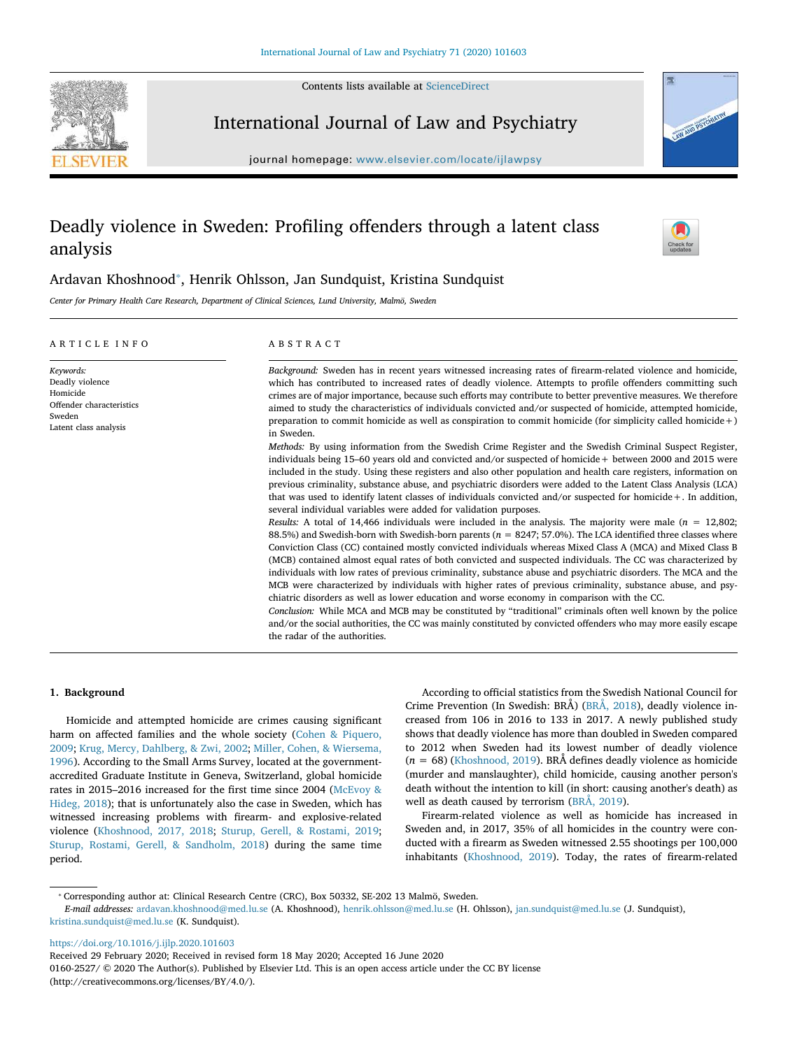# Deadly violence in Sweden: Profiling offenders through a latent class analysis

Ardavan Khoshnood*, Henrik Ohlsson, Jan Sundquist, Kristina Sundquist

*Center for Primary Health Care Research, Department of Clinical Sciences, Lund University, Malmö, Sweden*

## ARTICLE INFO

*Keywords:*
Deadly violence
Homicide
Offender characteristics
Sweden
Latent class analysis

## ABSTRACT

*Background:* Sweden has in recent years witnessed increasing rates of firearm-related violence and homicide, which has contributed to increased rates of deadly violence. Attempts to profile offenders committing such crimes are of major importance, because such efforts may contribute to better preventive measures. We therefore aimed to study the characteristics of individuals convicted and/or suspected of homicide, attempted homicide, preparation to commit homicide as well as conspiration to commit homicide (for simplicity called homicide+) in Sweden.

*Methods:* By using information from the Swedish Crime Register and the Swedish Criminal Suspect Register, individuals being 15–60 years old and convicted and/or suspected of homicide+ between 2000 and 2015 were included in the study. Using these registers and also other population and health care registers, information on previous criminality, substance abuse, and psychiatric disorders were added to the Latent Class Analysis (LCA) that was used to identify latent classes of individuals convicted and/or suspected for homicide+. In addition, several individual variables were added for validation purposes.

*Results:* A total of 14,466 individuals were included in the analysis. The majority were male ($n$ = 12,802; 88.5%) and Swedish-born with Swedish-born parents ($n$ = 8247; 57.0%). The LCA identified three classes where Conviction Class (CC) contained mostly convicted individuals whereas Mixed Class A (MCA) and Mixed Class B (MCB) contained almost equal rates of both convicted and suspected individuals. The CC was characterized by individuals with low rates of previous criminality, substance abuse and psychiatric disorders. The MCA and the MCB were characterized by individuals with higher rates of previous criminality, substance abuse, and psychiatric disorders as well as lower education and worse economy in comparison with the CC.

*Conclusion:* While MCA and MCB may be constituted by "traditional" criminals often well known by the police and/or the social authorities, the CC was mainly constituted by convicted offenders who may more easily escape the radar of the authorities.

## 1. Background

Homicide and attempted homicide are crimes causing significant harm on affected families and the whole society (Cohen & Piquero, 2009; Krug, Mercy, Dahlberg, & Zwi, 2002; Miller, Cohen, & Wiersema, 1996). According to the Small Arms Survey, located at the government-accredited Graduate Institute in Geneva, Switzerland, global homicide rates in 2015–2016 increased for the first time since 2004 (McEvoy & Hideg, 2018); that is unfortunately also the case in Sweden, which has witnessed increasing problems with firearm- and explosive-related violence (Khoshnood, 2017, 2018; Sturup, Gerell, & Rostami, 2019; Sturup, Rostami, Gerell, & Sandholm, 2018) during the same time period.

According to official statistics from the Swedish National Council for Crime Prevention (In Swedish: BRÅ) (BRÅ, 2018), deadly violence increased from 106 in 2016 to 133 in 2017. A newly published study shows that deadly violence has more than doubled in Sweden compared to 2012 when Sweden had its lowest number of deadly violence ($n$ = 68) (Khoshnood, 2019). BRÅ defines deadly violence as homicide (murder and manslaughter), child homicide, causing another person's death without the intention to kill (in short: causing another's death) as well as death caused by terrorism (BRÅ, 2019).

Firearm-related violence as well as homicide has increased in Sweden and, in 2017, 35% of all homicides in the country were conducted with a firearm as Sweden witnessed 2.55 shootings per 100,000 inhabitants (Khoshnood, 2019). Today, the rates of firearm-related

* Corresponding author at: Clinical Research Centre (CRC), Box 50332, SE-202 13 Malmö, Sweden.
*E-mail addresses:* ardavan.khoshnood@med.lu.se (A. Khoshnood), henrik.ohlsson@med.lu.se (H. Ohlsson), jan.sundquist@med.lu.se (J. Sundquist), kristina.sundquist@med.lu.se (K. Sundquist).

https://doi.org/10.1016/j.ijlp.2020.101603
Received 29 February 2020; Received in revised form 18 May 2020; Accepted 16 June 2020
0160-2527/ © 2020 The Author(s). Published by Elsevier Ltd. This is an open access article under the CC BY license (http://creativecommons.org/licenses/BY/4.0/).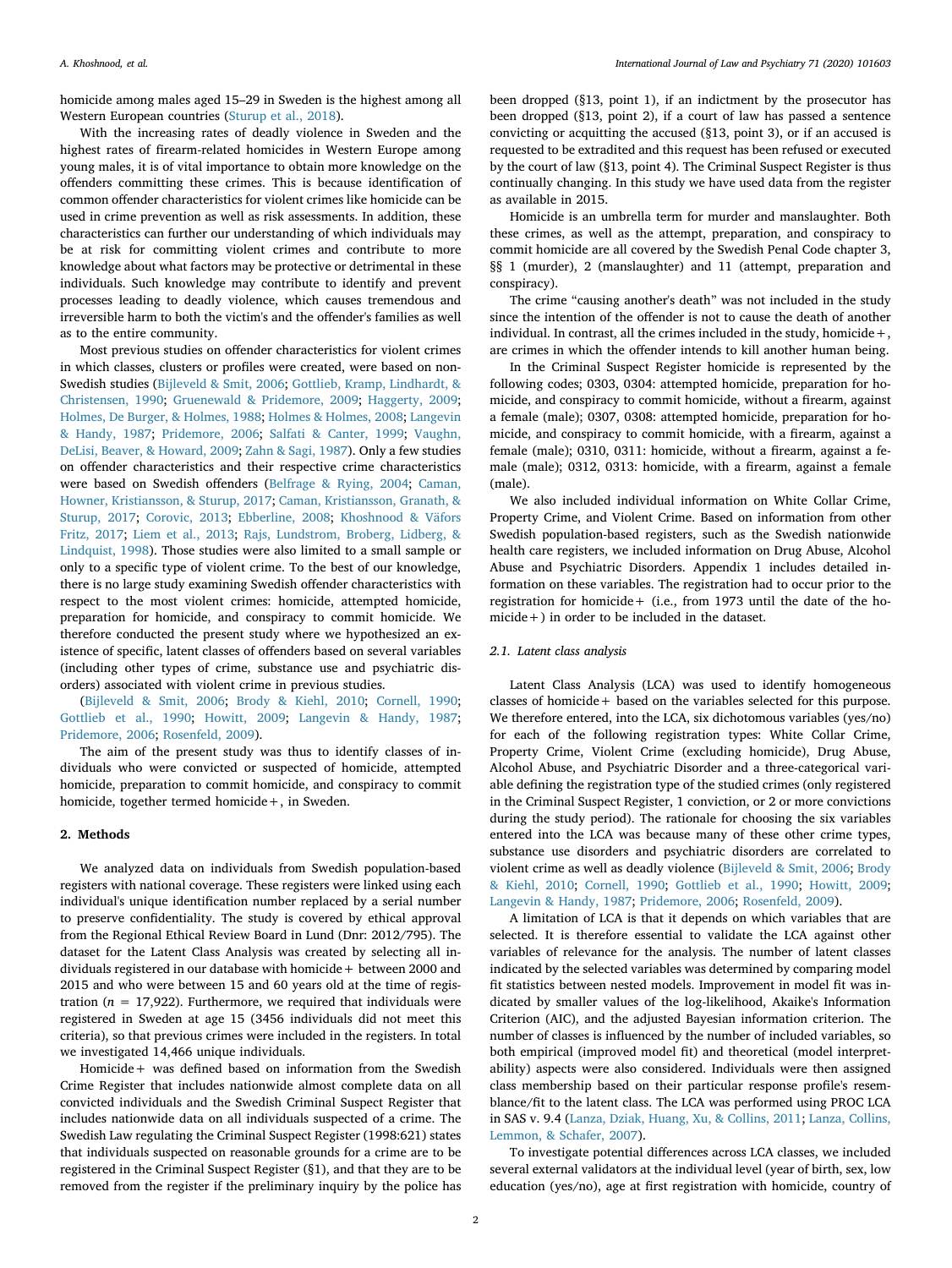homicide among males aged 15–29 in Sweden is the highest among all Western European countries (Sturup et al., 2018).

With the increasing rates of deadly violence in Sweden and the highest rates of firearm-related homicides in Western Europe among young males, it is of vital importance to obtain more knowledge on the offenders committing these crimes. This is because identification of common offender characteristics for violent crimes like homicide can be used in crime prevention as well as risk assessments. In addition, these characteristics can further our understanding of which individuals may be at risk for committing violent crimes and contribute to more knowledge about what factors may be protective or detrimental in these individuals. Such knowledge may contribute to identify and prevent processes leading to deadly violence, which causes tremendous and irreversible harm to both the victim's and the offender's families as well as to the entire community.

Most previous studies on offender characteristics for violent crimes in which classes, clusters or profiles were created, were based on non-Swedish studies (Bijleveld & Smit, 2006; Gottlieb, Kramp, Lindhardt, & Christensen, 1990; Gruenewald & Pridemore, 2009; Haggerty, 2009; Holmes, De Burger, & Holmes, 1988; Holmes & Holmes, 2008; Langevin & Handy, 1987; Pridemore, 2006; Salfati & Canter, 1999; Vaughn, DeLisi, Beaver, & Howard, 2009; Zahn & Sagi, 1987). Only a few studies on offender characteristics and their respective crime characteristics were based on Swedish offenders (Belfrage & Rying, 2004; Caman, Howner, Kristiansson, & Sturup, 2017; Caman, Kristiansson, Granath, & Sturup, 2017; Corovic, 2013; Ebberline, 2008; Khoshnood & Väfors Fritz, 2017; Liem et al., 2013; Rajs, Lundstrom, Broberg, Lidberg, & Lindquist, 1998). Those studies were also limited to a small sample or only to a specific type of violent crime. To the best of our knowledge, there is no large study examining Swedish offender characteristics with respect to the most violent crimes: homicide, attempted homicide, preparation for homicide, and conspiracy to commit homicide. We therefore conducted the present study where we hypothesized an existence of specific, latent classes of offenders based on several variables (including other types of crime, substance use and psychiatric disorders) associated with violent crime in previous studies.

(Bijleveld & Smit, 2006; Brody & Kiehl, 2010; Cornell, 1990; Gottlieb et al., 1990; Howitt, 2009; Langevin & Handy, 1987; Pridemore, 2006; Rosenfeld, 2009).

The aim of the present study was thus to identify classes of individuals who were convicted or suspected of homicide, attempted homicide, preparation to commit homicide, and conspiracy to commit homicide, together termed homicide+, in Sweden.

## 2. Methods

We analyzed data on individuals from Swedish population-based registers with national coverage. These registers were linked using each individual's unique identification number replaced by a serial number to preserve confidentiality. The study is covered by ethical approval from the Regional Ethical Review Board in Lund (Dnr: 2012/795). The dataset for the Latent Class Analysis was created by selecting all individuals registered in our database with homicide+ between 2000 and 2015 and who were between 15 and 60 years old at the time of registration ($n$ = 17,922). Furthermore, we required that individuals were registered in Sweden at age 15 (3456 individuals did not meet this criteria), so that previous crimes were included in the registers. In total we investigated 14,466 unique individuals.

Homicide+ was defined based on information from the Swedish Crime Register that includes nationwide almost complete data on all convicted individuals and the Swedish Criminal Suspect Register that includes nationwide data on all individuals suspected of a crime. The Swedish Law regulating the Criminal Suspect Register (1998:621) states that individuals suspected on reasonable grounds for a crime are to be registered in the Criminal Suspect Register (§1), and that they are to be removed from the register if the preliminary inquiry by the police has been dropped (§13, point 1), if an indictment by the prosecutor has been dropped (§13, point 2), if a court of law has passed a sentence convicting or acquitting the accused (§13, point 3), or if an accused is requested to be extradited and this request has been refused or executed by the court of law (§13, point 4). The Criminal Suspect Register is thus continually changing. In this study we have used data from the register as available in 2015.

Homicide is an umbrella term for murder and manslaughter. Both these crimes, as well as the attempt, preparation, and conspiracy to commit homicide are all covered by the Swedish Penal Code chapter 3, §§ 1 (murder), 2 (manslaughter) and 11 (attempt, preparation and conspiracy).

The crime "causing another's death" was not included in the study since the intention of the offender is not to cause the death of another individual. In contrast, all the crimes included in the study, homicide+, are crimes in which the offender intends to kill another human being.

In the Criminal Suspect Register homicide is represented by the following codes; 0303, 0304: attempted homicide, preparation for homicide, and conspiracy to commit homicide, without a firearm, against a female (male); 0307, 0308: attempted homicide, preparation for homicide, and conspiracy to commit homicide, with a firearm, against a female (male); 0310, 0311: homicide, without a firearm, against a female (male); 0312, 0313: homicide, with a firearm, against a female (male).

We also included individual information on White Collar Crime, Property Crime, and Violent Crime. Based on information from other Swedish population-based registers, such as the Swedish nationwide health care registers, we included information on Drug Abuse, Alcohol Abuse and Psychiatric Disorders. Appendix 1 includes detailed information on these variables. The registration had to occur prior to the registration for homicide+ (i.e., from 1973 until the date of the homicide+) in order to be included in the dataset.

### 2.1. Latent class analysis

Latent Class Analysis (LCA) was used to identify homogeneous classes of homicide+ based on the variables selected for this purpose. We therefore entered, into the LCA, six dichotomous variables (yes/no) for each of the following registration types: White Collar Crime, Property Crime, Violent Crime (excluding homicide), Drug Abuse, Alcohol Abuse, and Psychiatric Disorder and a three-categorical variable defining the registration type of the studied crimes (only registered in the Criminal Suspect Register, 1 conviction, or 2 or more convictions during the study period). The rationale for choosing the six variables entered into the LCA was because many of these other crime types, substance use disorders and psychiatric disorders are correlated to violent crime as well as deadly violence (Bijleveld & Smit, 2006; Brody & Kiehl, 2010; Cornell, 1990; Gottlieb et al., 1990; Howitt, 2009; Langevin & Handy, 1987; Pridemore, 2006; Rosenfeld, 2009).

A limitation of LCA is that it depends on which variables that are selected. It is therefore essential to validate the LCA against other variables of relevance for the analysis. The number of latent classes indicated by the selected variables was determined by comparing model fit statistics between nested models. Improvement in model fit was indicated by smaller values of the log-likelihood, Akaike's Information Criterion (AIC), and the adjusted Bayesian information criterion. The number of classes is influenced by the number of included variables, so both empirical (improved model fit) and theoretical (model interpretability) aspects were also considered. Individuals were then assigned class membership based on their particular response profile's resemblance/fit to the latent class. The LCA was performed using PROC LCA in SAS v. 9.4 (Lanza, Dziak, Huang, Xu, & Collins, 2011; Lanza, Collins, Lemmon, & Schafer, 2007).

To investigate potential differences across LCA classes, we included several external validators at the individual level (year of birth, sex, low education (yes/no), age at first registration with homicide, country of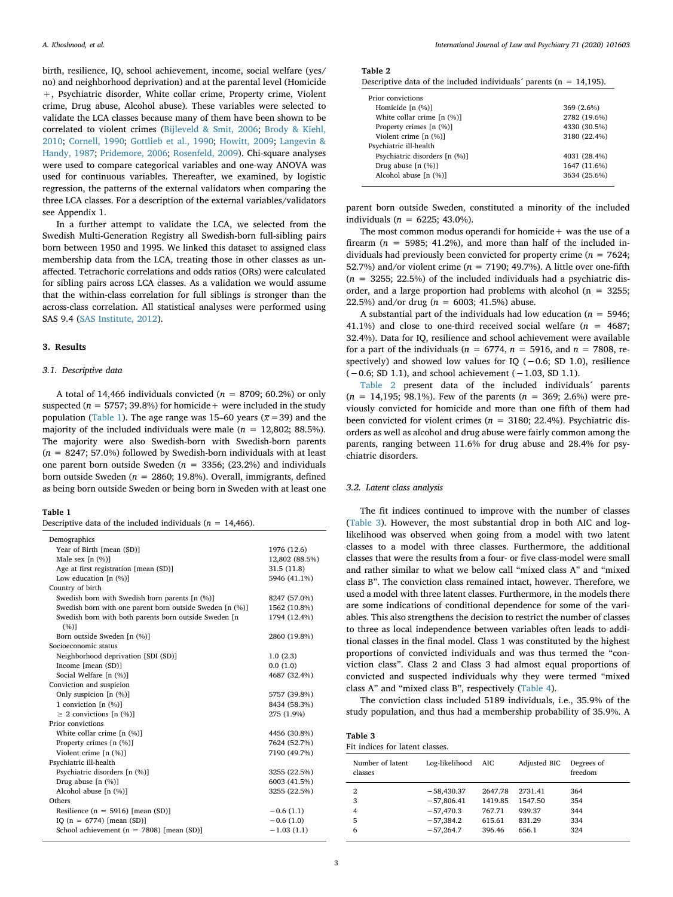birth, resilience, IQ, school achievement, income, social welfare (yes/no) and neighborhood deprivation) and at the parental level (Homicide +, Psychiatric disorder, White collar crime, Property crime, Violent crime, Drug abuse, Alcohol abuse). These variables were selected to validate the LCA classes because many of them have been shown to be correlated to violent crimes (Bijleveld & Smit, 2006; Brody & Kiehl, 2010; Cornell, 1990; Gottlieb et al., 1990; Howitt, 2009; Langevin & Handy, 1987; Pridemore, 2006; Rosenfeld, 2009). Chi-square analyses were used to compare categorical variables and one-way ANOVA was used for continuous variables. Thereafter, we examined, by logistic regression, the patterns of the external validators when comparing the three LCA classes. For a description of the external variables/validators see Appendix 1.

In a further attempt to validate the LCA, we selected from the Swedish Multi-Generation Registry all Swedish-born full-sibling pairs born between 1950 and 1995. We linked this dataset to assigned class membership data from the LCA, treating those in other classes as unaffected. Tetrachoric correlations and odds ratios (ORs) were calculated for sibling pairs across LCA classes. As a validation we would assume that the within-class correlation for full siblings is stronger than the across-class correlation. All statistical analyses were performed using SAS 9.4 (SAS Institute, 2012).

## 3. Results

### 3.1. Descriptive data

A total of 14,466 individuals convicted ($n$ = 8709; 60.2%) or only suspected ($n$ = 5757; 39.8%) for homicide+ were included in the study population (Table 1). The age range was 15–60 years ($\bar{x}$ = 39) and the majority of the included individuals were male ($n$ = 12,802; 88.5%). The majority were also Swedish-born with Swedish-born parents ($n$ = 8247; 57.0%) followed by Swedish-born individuals with at least one parent born outside Sweden ($n$ = 3356; (23.2%) and individuals born outside Sweden ($n$ = 2860; 19.8%). Overall, immigrants, defined as being born outside Sweden or being born in Sweden with at least one parent born outside Sweden, constituted a minority of the included individuals ($n$ = 6225; 43.0%).

The most common modus operandi for homicide+ was the use of a firearm ($n$ = 5985; 41.2%), and more than half of the included individuals had previously been convicted for property crime ($n$ = 7624; 52.7%) and/or violent crime ($n$ = 7190; 49.7%). A little over one-fifth ($n$ = 3255; 22.5%) of the included individuals had a psychiatric disorder, and a large proportion had problems with alcohol (n = 3255; 22.5%) and/or drug ($n$ = 6003; 41.5%) abuse.

A substantial part of the individuals had low education ($n$ = 5946; 41.1%) and close to one-third received social welfare ($n$ = 4687; 32.4%). Data for IQ, resilience and school achievement were available for a part of the individuals ($n$ = 6774, $n$ = 5916, and $n$ = 7808, respectively) and showed low values for IQ (−0.6; SD 1.0), resilience (−0.6; SD 1.1), and school achievement (−1.03, SD 1.1).

Table 2 present data of the included individuals´ parents ($n$ = 14,195; 98.1%). Few of the parents ($n$ = 369; 2.6%) were previously convicted for homicide and more than one fifth of them had been convicted for violent crimes ($n$ = 3180; 22.4%). Psychiatric disorders as well as alcohol and drug abuse were fairly common among the parents, ranging between 11.6% for drug abuse and 28.4% for psychiatric disorders.

**Table 1**
Descriptive data of the included individuals ($n$ = 14,466).

| | |
|---|---|
| Demographics | |
| Year of Birth [mean (SD)] | 1976 (12.6) |
| Male sex [n (%)] | 12,802 (88.5%) |
| Age at first registration [mean (SD)] | 31.5 (11.8) |
| Low education [n (%)] | 5946 (41.1%) |
| Country of birth | |
| Swedish born with Swedish born parents [n (%)] | 8247 (57.0%) |
| Swedish born with one parent born outside Sweden [n (%)] | 1562 (10.8%) |
| Swedish born with both parents born outside Sweden [n (%)] | 1794 (12.4%) |
| Born outside Sweden [n (%)] | 2860 (19.8%) |
| Socioeconomic status | |
| Neighborhood deprivation [SDI (SD)] | 1.0 (2.3) |
| Income [mean (SD)] | 0.0 (1.0) |
| Social Welfare [n (%)] | 4687 (32.4%) |
| Conviction and suspicion | |
| Only suspicion [n (%)] | 5757 (39.8%) |
| 1 conviction [n (%)] | 8434 (58.3%) |
| ≥ 2 convictions [n (%)] | 275 (1.9%) |
| Prior convictions | |
| White collar crime [n (%)] | 4456 (30.8%) |
| Property crimes [n (%)] | 7624 (52.7%) |
| Violent crime [n (%)] | 7190 (49.7%) |
| Psychiatric ill-health | |
| Psychiatric disorders [n (%)] | 3255 (22.5%) |
| Drug abuse [n (%)] | 6003 (41.5%) |
| Alcohol abuse [n (%)] | 3255 (22.5%) |
| Others | |
| Resilience (n = 5916) [mean (SD)] | −0.6 (1.1) |
| IQ (n = 6774) [mean (SD)] | −0.6 (1.0) |
| School achievement (n = 7808) [mean (SD)] | −1.03 (1.1) |

**Table 2**
Descriptive data of the included individuals´ parents (n = 14,195).

| | |
|---|---|
| Prior convictions | |
| Homicide [n (%)] | 369 (2.6%) |
| White collar crime [n (%)] | 2782 (19.6%) |
| Property crimes [n (%)] | 4330 (30.5%) |
| Violent crime [n (%)] | 3180 (22.4%) |
| Psychiatric ill-health | |
| Psychiatric disorders [n (%)] | 4031 (28.4%) |
| Drug abuse [n (%)] | 1647 (11.6%) |
| Alcohol abuse [n (%)] | 3634 (25.6%) |

### 3.2. Latent class analysis

The fit indices continued to improve with the number of classes (Table 3). However, the most substantial drop in both AIC and log-likelihood was observed when going from a model with two latent classes to a model with three classes. Furthermore, the additional classes that were the results from a four- or five class-model were small and rather similar to what we below call "mixed class A" and "mixed class B". The conviction class remained intact, however. Therefore, we used a model with three latent classes. Furthermore, in the models there are some indications of conditional dependence for some of the variables. This also strengthens the decision to restrict the number of classes to three as local independence between variables often leads to additional classes in the final model. Class 1 was constituted by the highest proportions of convicted individuals and was thus termed the "conviction class". Class 2 and Class 3 had almost equal proportions of convicted and suspected individuals why they were termed "mixed class A" and "mixed class B", respectively (Table 4).

The conviction class included 5189 individuals, i.e., 35.9% of the study population, and thus had a membership probability of 35.9%. A

**Table 3**
Fit indices for latent classes.

| Number of latent classes | Log-likelihood | AIC | Adjusted BIC | Degrees of freedom |
|---|---|---|---|---|
| 2 | −58,430.37 | 2647.78 | 2731.41 | 364 |
| 3 | −57,806.41 | 1419.85 | 1547.50 | 354 |
| 4 | −57,470.3 | 767.71 | 939.37 | 344 |
| 5 | −57,384.2 | 615.61 | 831.29 | 334 |
| 6 | −57,264.7 | 396.46 | 656.1 | 324 |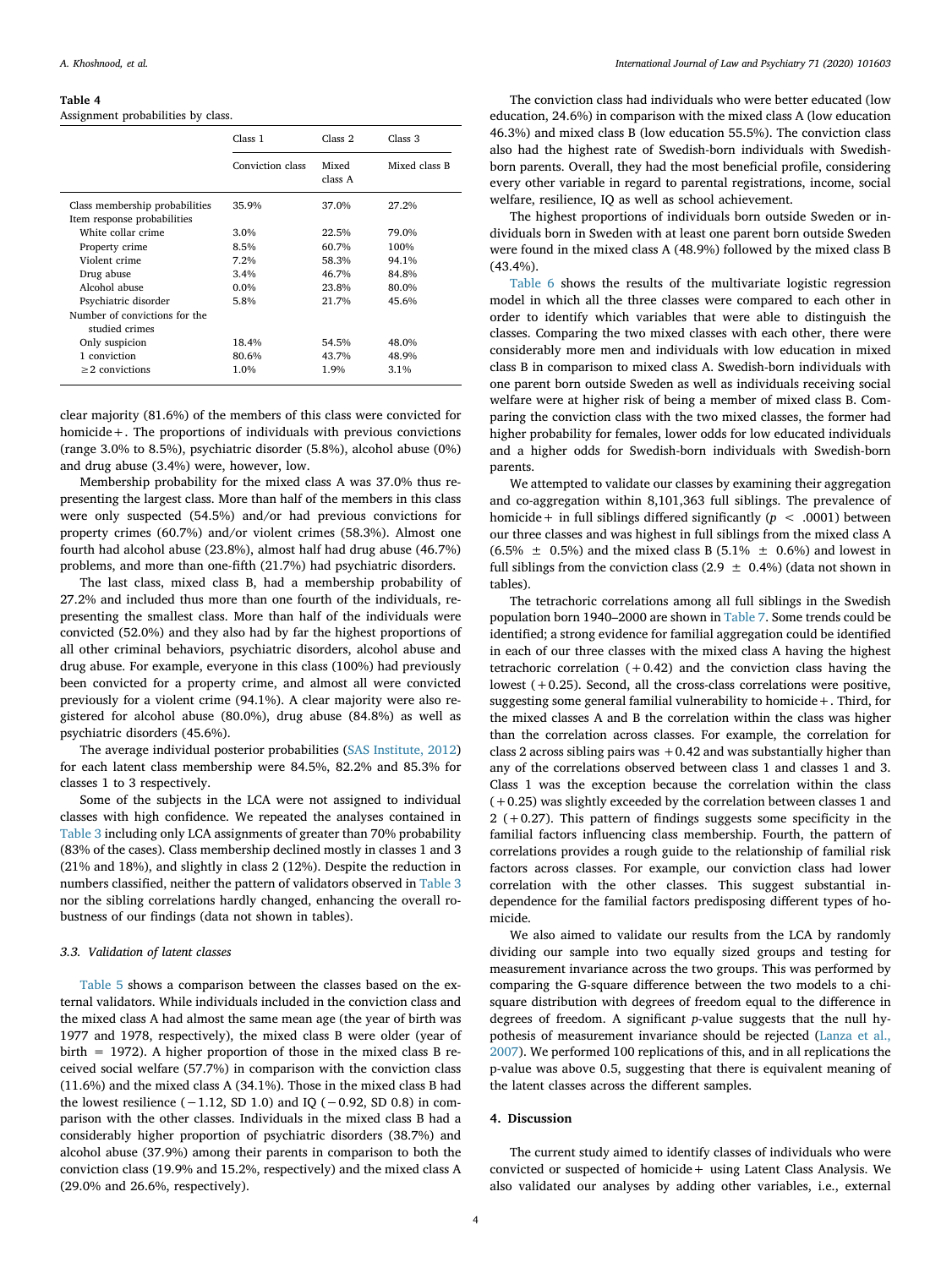**Table 4**
Assignment probabilities by class.

| | Class 1 | Class 2 | Class 3 |
|---|---|---|---|
| | Conviction class | Mixed class A | Mixed class B |
| Class membership probabilities | 35.9% | 37.0% | 27.2% |
| Item response probabilities | | | |
| White collar crime | 3.0% | 22.5% | 79.0% |
| Property crime | 8.5% | 60.7% | 100% |
| Violent crime | 7.2% | 58.3% | 94.1% |
| Drug abuse | 3.4% | 46.7% | 84.8% |
| Alcohol abuse | 0.0% | 23.8% | 80.0% |
| Psychiatric disorder | 5.8% | 21.7% | 45.6% |
| Number of convictions for the studied crimes | | | |
| Only suspicion | 18.4% | 54.5% | 48.0% |
| 1 conviction | 80.6% | 43.7% | 48.9% |
| ≥2 convictions | 1.0% | 1.9% | 3.1% |

clear majority (81.6%) of the members of this class were convicted for homicide+. The proportions of individuals with previous convictions (range 3.0% to 8.5%), psychiatric disorder (5.8%), alcohol abuse (0%) and drug abuse (3.4%) were, however, low.

Membership probability for the mixed class A was 37.0% thus representing the largest class. More than half of the members in this class were only suspected (54.5%) and/or had previous convictions for property crimes (60.7%) and/or violent crimes (58.3%). Almost one fourth had alcohol abuse (23.8%), almost half had drug abuse (46.7%) problems, and more than one-fifth (21.7%) had psychiatric disorders.

The last class, mixed class B, had a membership probability of 27.2% and included thus more than one fourth of the individuals, representing the smallest class. More than half of the individuals were convicted (52.0%) and they also had by far the highest proportions of all other criminal behaviors, psychiatric disorders, alcohol abuse and drug abuse. For example, everyone in this class (100%) had previously been convicted for a property crime, and almost all were convicted previously for a violent crime (94.1%). A clear majority were also registered for alcohol abuse (80.0%), drug abuse (84.8%) as well as psychiatric disorders (45.6%).

The average individual posterior probabilities (SAS Institute, 2012) for each latent class membership were 84.5%, 82.2% and 85.3% for classes 1 to 3 respectively.

Some of the subjects in the LCA were not assigned to individual classes with high confidence. We repeated the analyses contained in Table 3 including only LCA assignments of greater than 70% probability (83% of the cases). Class membership declined mostly in classes 1 and 3 (21% and 18%), and slightly in class 2 (12%). Despite the reduction in numbers classified, neither the pattern of validators observed in Table 3 nor the sibling correlations hardly changed, enhancing the overall robustness of our findings (data not shown in tables).

### 3.3. Validation of latent classes

Table 5 shows a comparison between the classes based on the external validators. While individuals included in the conviction class and the mixed class A had almost the same mean age (the year of birth was 1977 and 1978, respectively), the mixed class B were older (year of birth = 1972). A higher proportion of those in the mixed class B received social welfare (57.7%) in comparison with the conviction class (11.6%) and the mixed class A (34.1%). Those in the mixed class B had the lowest resilience (−1.12, SD 1.0) and IQ (−0.92, SD 0.8) in comparison with the other classes. Individuals in the mixed class B had a considerably higher proportion of psychiatric disorders (38.7%) and alcohol abuse (37.9%) among their parents in comparison to both the conviction class (19.9% and 15.2%, respectively) and the mixed class A (29.0% and 26.6%, respectively).

The conviction class had individuals who were better educated (low education, 24.6%) in comparison with the mixed class A (low education 46.3%) and mixed class B (low education 55.5%). The conviction class also had the highest rate of Swedish-born individuals with Swedish-born parents. Overall, they had the most beneficial profile, considering every other variable in regard to parental registrations, income, social welfare, resilience, IQ as well as school achievement.

The highest proportions of individuals born outside Sweden or individuals born in Sweden with at least one parent born outside Sweden were found in the mixed class A (48.9%) followed by the mixed class B (43.4%).

Table 6 shows the results of the multivariate logistic regression model in which all the three classes were compared to each other in order to identify which variables that were able to distinguish the classes. Comparing the two mixed classes with each other, there were considerably more men and individuals with low education in mixed class B in comparison to mixed class A. Swedish-born individuals with one parent born outside Sweden as well as individuals receiving social welfare were at higher risk of being a member of mixed class B. Comparing the conviction class with the two mixed classes, the former had higher probability for females, lower odds for low educated individuals and a higher odds for Swedish-born individuals with Swedish-born parents.

We attempted to validate our classes by examining their aggregation and co-aggregation within 8,101,363 full siblings. The prevalence of homicide+ in full siblings differed significantly ($p < .0001$) between our three classes and was highest in full siblings from the mixed class A (6.5% ± 0.5%) and the mixed class B (5.1% ± 0.6%) and lowest in full siblings from the conviction class (2.9 ± 0.4%) (data not shown in tables).

The tetrachoric correlations among all full siblings in the Swedish population born 1940–2000 are shown in Table 7. Some trends could be identified; a strong evidence for familial aggregation could be identified in each of our three classes with the mixed class A having the highest tetrachoric correlation (+0.42) and the conviction class having the lowest (+0.25). Second, all the cross-class correlations were positive, suggesting some general familial vulnerability to homicide+. Third, for the mixed classes A and B the correlation within the class was higher than the correlation across classes. For example, the correlation for class 2 across sibling pairs was +0.42 and was substantially higher than any of the correlations observed between class 1 and classes 1 and 3. Class 1 was the exception because the correlation within the class (+0.25) was slightly exceeded by the correlation between classes 1 and 2 (+0.27). This pattern of findings suggests some specificity in the familial factors influencing class membership. Fourth, the pattern of correlations provides a rough guide to the relationship of familial risk factors across classes. For example, our conviction class had lower correlation with the other classes. This suggest substantial independence for the familial factors predisposing different types of homicide.

We also aimed to validate our results from the LCA by randomly dividing our sample into two equally sized groups and testing for measurement invariance across the two groups. This was performed by comparing the G-square difference between the two models to a chi-square distribution with degrees of freedom equal to the difference in degrees of freedom. A significant *p*-value suggests that the null hypothesis of measurement invariance should be rejected (Lanza et al., 2007). We performed 100 replications of this, and in all replications the p-value was above 0.5, suggesting that there is equivalent meaning of the latent classes across the different samples.

## 4. Discussion

The current study aimed to identify classes of individuals who were convicted or suspected of homicide+ using Latent Class Analysis. We also validated our analyses by adding other variables, i.e., external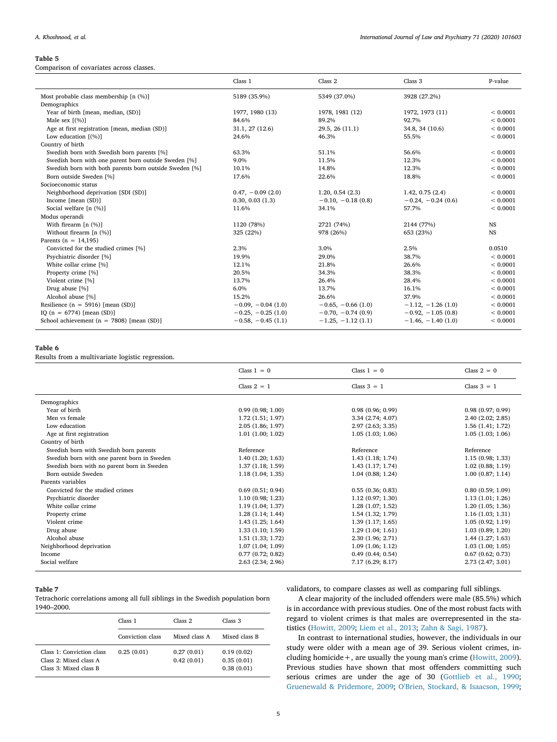**Table 5**
Comparison of covariates across classes.

| | Class 1 | Class 2 | Class 3 | P-value |
|---|---|---|---|---|
| Most probable class membership [n (%)] | 5189 (35.9%) | 5349 (37.0%) | 3928 (27.2%) | |
| Demographics | | | | |
| Year of birth [mean, median, (SD)] | 1977, 1980 (13) | 1978, 1981 (12) | 1972, 1973 (11) | < 0.0001 |
| Male sex [(%)] | 84.6% | 89.2% | 92.7% | < 0.0001 |
| Age at first registration [mean, median (SD)] | 31.1, 27 (12.6) | 29.5, 26 (11.1) | 34.8, 34 (10.6) | < 0.0001 |
| Low education [(%)] | 24.6% | 46.3% | 55.5% | < 0.0001 |
| Country of birth | | | | |
| Swedish born with Swedish born parents [%] | 63.3% | 51.1% | 56.6% | < 0.0001 |
| Swedish born with one parent born outside Sweden [%] | 9.0% | 11.5% | 12.3% | < 0.0001 |
| Swedish born with both parents born outside Sweden [%] | 10.1% | 14.8% | 12.3% | < 0.0001 |
| Born outside Sweden [%] | 17.6% | 22.6% | 18.8% | < 0.0001 |
| Socioeconomic status | | | | |
| Neighborhood deprivation [SDI (SD)] | 0.47, −0.09 (2.0) | 1.20, 0.54 (2.3) | 1.42, 0.75 (2.4) | < 0.0001 |
| Income [mean (SD)] | 0.30, 0.03 (1.3) | −0.10, −0.18 (0.8) | −0.24, −0.24 (0.6) | < 0.0001 |
| Social welfare [n (%)] | 11.6% | 34.1% | 57.7% | < 0.0001 |
| Modus operandi | | | | |
| With firearm [n (%)] | 1120 (78%) | 2721 (74%) | 2144 (77%) | NS |
| Without firearm [n (%)] | 325 (22%) | 978 (26%) | 653 (23%) | NS |
| Parents (n = 14,195) | | | | |
| Convicted for the studied crimes [%] | 2.3% | 3.0% | 2.5% | 0.0510 |
| Psychiatric disorder [%] | 19.9% | 29.0% | 38.7% | < 0.0001 |
| White collar crime [%] | 12.1% | 21.8% | 26.6% | < 0.0001 |
| Property crime [%] | 20.5% | 34.3% | 38.3% | < 0.0001 |
| Violent crime [%] | 13.7% | 26.4% | 28.4% | < 0.0001 |
| Drug abuse [%] | 6.0% | 13.7% | 16.1% | < 0.0001 |
| Alcohol abuse [%] | 15.2% | 26.6% | 37.9% | < 0.0001 |
| Resilience (n = 5916) [mean (SD)] | −0.09, −0.04 (1.0) | −0.65, −0.66 (1.0) | −1.12, −1.26 (1.0) | < 0.0001 |
| IQ (n = 6774) [mean (SD)] | −0.25, −0.25 (1.0) | −0.70, −0.74 (0.9) | −0.92, −1.05 (0.8) | < 0.0001 |
| School achievement (n = 7808) [mean (SD)] | −0.58, −0.45 (1.1) | −1.25, −1.12 (1.1) | −1.46, −1.40 (1.0) | < 0.0001 |

**Table 6**
Results from a multivariate logistic regression.

| | Class 1 = 0 | Class 1 = 0 | Class 2 = 0 |
|---|---|---|---|
| | Class 2 = 1 | Class 3 = 1 | Class 3 = 1 |
| Demographics | | | |
| Year of birth | 0.99 (0.98; 1.00) | 0.98 (0.96; 0.99) | 0.98 (0.97; 0.99) |
| Men vs female | 1.72 (1.51; 1.97) | 3.34 (2.74; 4.07) | 2.40 (2.02; 2.85) |
| Low education | 2.05 (1.86; 1.97) | 2.97 (2.63; 3.35) | 1.56 (1.41; 1.72) |
| Age at first registration | 1.01 (1.00; 1.02) | 1.05 (1.03; 1.06) | 1.05 (1.03; 1.06) |
| Country of birth | | | |
| Swedish born with Swedish born parents | Reference | Reference | Reference |
| Swedish born with one parent born in Sweden | 1.40 (1.20; 1.63) | 1.43 (1.18; 1.74) | 1.15 (0.98; 1.33) |
| Swedish born with no parent born in Sweden | 1.37 (1.18; 1.59) | 1.43 (1.17; 1.74) | 1.02 (0.88; 1.19) |
| Born outside Sweden | 1.18 (1.04; 1.35) | 1.04 (0.88; 1.24) | 1.00 (0.87; 1.14) |
| Parents variables | | | |
| Convicted for the studied crimes | 0.69 (0.51; 0.94) | 0.55 (0.36; 0.83) | 0.80 (0.59; 1.09) |
| Psychiatric disorder | 1.10 (0.98; 1.23) | 1.12 (0.97; 1.30) | 1.13 (1.01; 1.26) |
| White collar crime | 1.19 (1.04; 1.37) | 1.28 (1.07; 1.52) | 1.20 (1.05; 1.36) |
| Property crime | 1.28 (1.14; 1.44) | 1.54 (1.32; 1.79) | 1.16 (1.03; 1.31) |
| Violent crime | 1.43 (1.25; 1.64) | 1.39 (1.17; 1.65) | 1.05 (0.92; 1.19) |
| Drug abuse | 1.33 (1.10; 1.59) | 1.29 (1.04; 1.61) | 1.03 (0.89; 1.20) |
| Alcohol abuse | 1.51 (1.33; 1.72) | 2.30 (1.96; 2.71) | 1.44 (1.27; 1.63) |
| Neighborhood deprivation | 1.07 (1.04; 1.09) | 1.09 (1.06; 1.12) | 1.03 (1.00; 1.05) |
| Income | 0.77 (0.72; 0.82) | 0.49 (0.44; 0.54) | 0.67 (0.62; 0.73) |
| Social welfare | 2.63 (2.34; 2.96) | 7.17 (6.29; 8.17) | 2.73 (2.47; 3.01) |

**Table 7**
Tetrachoric correlations among all full siblings in the Swedish population born 1940–2000.

| | Class 1 | Class 2 | Class 3 |
|---|---|---|---|
| | Conviction class | Mixed class A | Mixed class B |
| Class 1: Conviction class | 0.25 (0.01) | 0.27 (0.01) | 0.19 (0.02) |
| Class 2: Mixed class A | | 0.42 (0.01) | 0.35 (0.01) |
| Class 3: Mixed class B | | | 0.38 (0.01) |

validators, to compare classes as well as comparing full siblings.

A clear majority of the included offenders were male (85.5%) which is in accordance with previous studies. One of the most robust facts with regard to violent crimes is that males are overrepresented in the statistics (Howitt, 2009; Liem et al., 2013; Zahn & Sagi, 1987).

In contrast to international studies, however, the individuals in our study were older with a mean age of 39. Serious violent crimes, including homicide+, are usually the young man's crime (Howitt, 2009). Previous studies have shown that most offenders committing such serious crimes are under the age of 30 (Gottlieb et al., 1990; Gruenewald & Pridemore, 2009; O'Brien, Stockard, & Isaacson, 1999;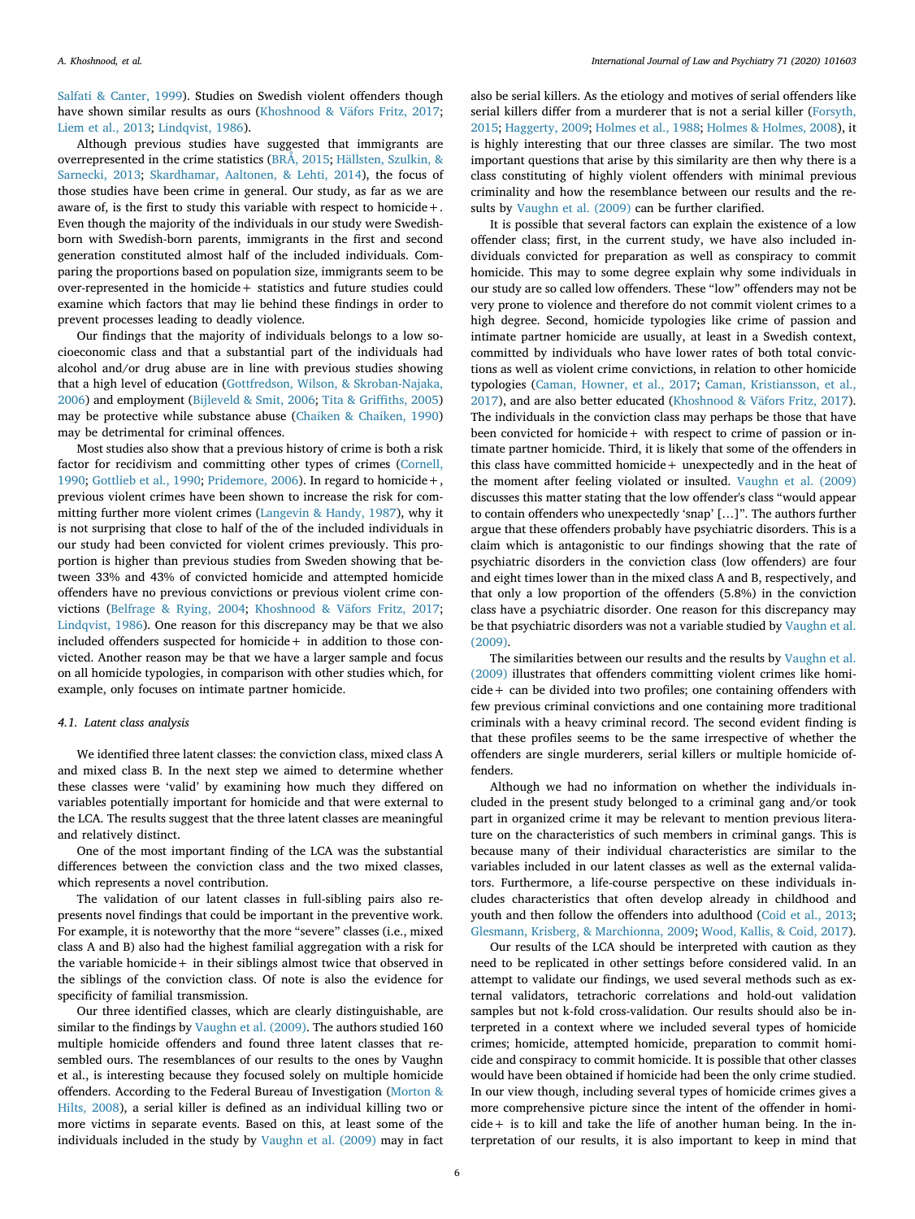Salfati & Canter, 1999). Studies on Swedish violent offenders though have shown similar results as ours (Khoshnood & Väfors Fritz, 2017; Liem et al., 2013; Lindqvist, 1986).

Although previous studies have suggested that immigrants are overrepresented in the crime statistics (BRÅ, 2015; Hällsten, Szulkin, & Sarnecki, 2013; Skardhamar, Aaltonen, & Lehti, 2014), the focus of those studies have been crime in general. Our study, as far as we are aware of, is the first to study this variable with respect to homicide+. Even though the majority of the individuals in our study were Swedish-born with Swedish-born parents, immigrants in the first and second generation constituted almost half of the included individuals. Comparing the proportions based on population size, immigrants seem to be over-represented in the homicide+ statistics and future studies could examine which factors that may lie behind these findings in order to prevent processes leading to deadly violence.

Our findings that the majority of individuals belongs to a low socioeconomic class and that a substantial part of the individuals had alcohol and/or drug abuse are in line with previous studies showing that a high level of education (Gottfredson, Wilson, & Skroban-Najaka, 2006) and employment (Bijleveld & Smit, 2006; Tita & Griffiths, 2005) may be protective while substance abuse (Chaiken & Chaiken, 1990) may be detrimental for criminal offences.

Most studies also show that a previous history of crime is both a risk factor for recidivism and committing other types of crimes (Cornell, 1990; Gottlieb et al., 1990; Pridemore, 2006). In regard to homicide+, previous violent crimes have been shown to increase the risk for committing further more violent crimes (Langevin & Handy, 1987), why it is not surprising that close to half of the of the included individuals in our study had been convicted for violent crimes previously. This proportion is higher than previous studies from Sweden showing that between 33% and 43% of convicted homicide and attempted homicide offenders have no previous convictions or previous violent crime convictions (Belfrage & Rying, 2004; Khoshnood & Väfors Fritz, 2017; Lindqvist, 1986). One reason for this discrepancy may be that we also included offenders suspected for homicide+ in addition to those convicted. Another reason may be that we have a larger sample and focus on all homicide typologies, in comparison with other studies which, for example, only focuses on intimate partner homicide.

### 4.1. Latent class analysis

We identified three latent classes: the conviction class, mixed class A and mixed class B. In the next step we aimed to determine whether these classes were 'valid' by examining how much they differed on variables potentially important for homicide and that were external to the LCA. The results suggest that the three latent classes are meaningful and relatively distinct.

One of the most important finding of the LCA was the substantial differences between the conviction class and the two mixed classes, which represents a novel contribution.

The validation of our latent classes in full-sibling pairs also represents novel findings that could be important in the preventive work. For example, it is noteworthy that the more "severe" classes (i.e., mixed class A and B) also had the highest familial aggregation with a risk for the variable homicide+ in their siblings almost twice that observed in the siblings of the conviction class. Of note is also the evidence for specificity of familial transmission.

Our three identified classes, which are clearly distinguishable, are similar to the findings by Vaughn et al. (2009). The authors studied 160 multiple homicide offenders and found three latent classes that resembled ours. The resemblances of our results to the ones by Vaughn et al., is interesting because they focused solely on multiple homicide offenders. According to the Federal Bureau of Investigation (Morton & Hilts, 2008), a serial killer is defined as an individual killing two or more victims in separate events. Based on this, at least some of the individuals included in the study by Vaughn et al. (2009) may in fact also be serial killers. As the etiology and motives of serial offenders like serial killers differ from a murderer that is not a serial killer (Forsyth, 2015; Haggerty, 2009; Holmes et al., 1988; Holmes & Holmes, 2008), it is highly interesting that our three classes are similar. The two most important questions that arise by this similarity are then why there is a class constituting of highly violent offenders with minimal previous criminality and how the resemblance between our results and the results by Vaughn et al. (2009) can be further clarified.

It is possible that several factors can explain the existence of a low offender class; first, in the current study, we have also included individuals convicted for preparation as well as conspiracy to commit homicide. This may to some degree explain why some individuals in our study are so called low offenders. These "low" offenders may not be very prone to violence and therefore do not commit violent crimes to a high degree. Second, homicide typologies like crime of passion and intimate partner homicide are usually, at least in a Swedish context, committed by individuals who have lower rates of both total convictions as well as violent crime convictions, in relation to other homicide typologies (Caman, Howner, et al., 2017; Caman, Kristiansson, et al., 2017), and are also better educated (Khoshnood & Väfors Fritz, 2017). The individuals in the conviction class may perhaps be those that have been convicted for homicide+ with respect to crime of passion or intimate partner homicide. Third, it is likely that some of the offenders in this class have committed homicide+ unexpectedly and in the heat of the moment after feeling violated or insulted. Vaughn et al. (2009) discusses this matter stating that the low offender's class "would appear to contain offenders who unexpectedly 'snap' […]". The authors further argue that these offenders probably have psychiatric disorders. This is a claim which is antagonistic to our findings showing that the rate of psychiatric disorders in the conviction class (low offenders) are four and eight times lower than in the mixed class A and B, respectively, and that only a low proportion of the offenders (5.8%) in the conviction class have a psychiatric disorder. One reason for this discrepancy may be that psychiatric disorders was not a variable studied by Vaughn et al. (2009).

The similarities between our results and the results by Vaughn et al. (2009) illustrates that offenders committing violent crimes like homicide+ can be divided into two profiles; one containing offenders with few previous criminal convictions and one containing more traditional criminals with a heavy criminal record. The second evident finding is that these profiles seems to be the same irrespective of whether the offenders are single murderers, serial killers or multiple homicide offenders.

Although we had no information on whether the individuals included in the present study belonged to a criminal gang and/or took part in organized crime it may be relevant to mention previous literature on the characteristics of such members in criminal gangs. This is because many of their individual characteristics are similar to the variables included in our latent classes as well as the external validators. Furthermore, a life-course perspective on these individuals includes characteristics that often develop already in childhood and youth and then follow the offenders into adulthood (Coid et al., 2013; Glesmann, Krisberg, & Marchionna, 2009; Wood, Kallis, & Coid, 2017).

Our results of the LCA should be interpreted with caution as they need to be replicated in other settings before considered valid. In an attempt to validate our findings, we used several methods such as external validators, tetrachoric correlations and hold-out validation samples but not k-fold cross-validation. Our results should also be interpreted in a context where we included several types of homicide crimes; homicide, attempted homicide, preparation to commit homicide and conspiracy to commit homicide. It is possible that other classes would have been obtained if homicide had been the only crime studied. In our view though, including several types of homicide crimes gives a more comprehensive picture since the intent of the offender in homicide+ is to kill and take the life of another human being. In the interpretation of our results, it is also important to keep in mind that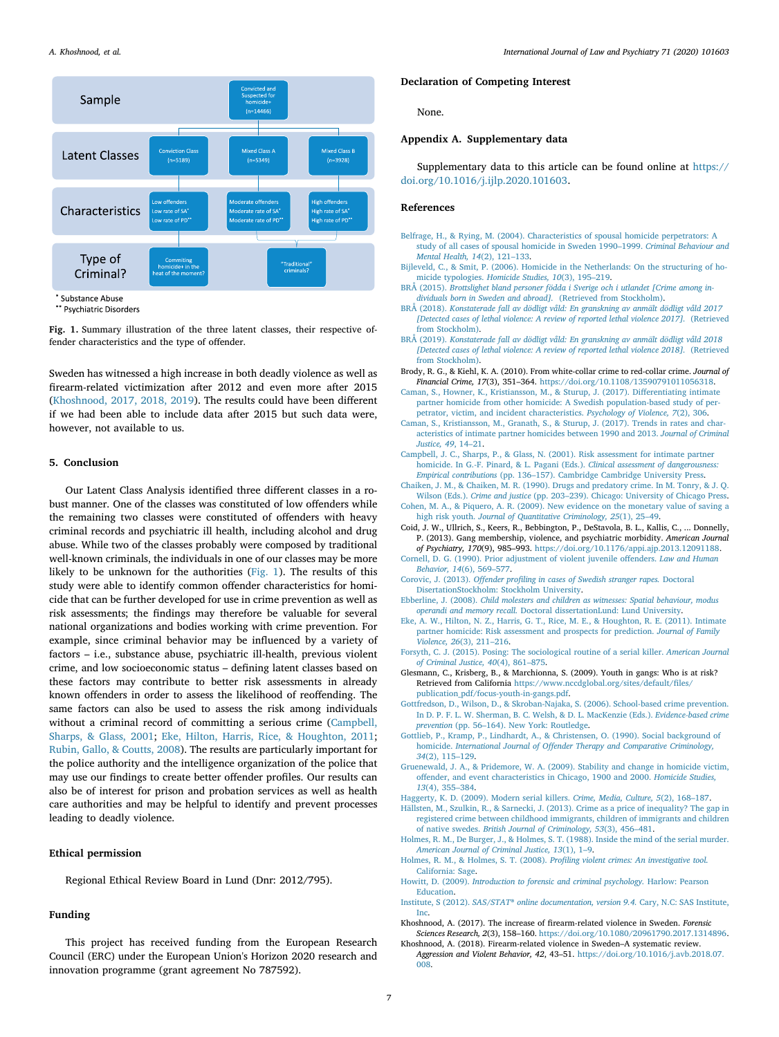Sample: Convicted and Suspected for homicide+ (n=14466)

| | | | |
|---|---|---|---|
| Latent Classes | Conviction Class (n=5189) | Mixed Class A (n=5349) | Mixed Class B (n=3928) |
| Characteristics | Low offenders, Low rate of SA*, Low rate of PD** | Moderate offenders, Moderate rate of SA*, Moderate rate of PD** | High offenders, High rate of SA*, High rate of PD** |
| Type of Criminal? | Commiting homicide+ in the heat of the moment? | "Traditional" criminals? | |

\* Substance Abuse
\*\* Psychiatric Disorders

**Fig. 1.** Summary illustration of the three latent classes, their respective offender characteristics and the type of offender.

Sweden has witnessed a high increase in both deadly violence as well as firearm-related victimization after 2012 and even more after 2015 (Khoshnood, 2017, 2018, 2019). The results could have been different if we had been able to include data after 2015 but such data were, however, not available to us.

## 5. Conclusion

Our Latent Class Analysis identified three different classes in a robust manner. One of the classes was constituted of low offenders while the remaining two classes were constituted of offenders with heavy criminal records and psychiatric ill health, including alcohol and drug abuse. While two of the classes probably were composed by traditional well-known criminals, the individuals in one of our classes may be more likely to be unknown for the authorities (Fig. 1). The results of this study were able to identify common offender characteristics for homicide that can be further developed for use in crime prevention as well as risk assessments; the findings may therefore be valuable for several national organizations and bodies working with crime prevention. For example, since criminal behavior may be influenced by a variety of factors – i.e., substance abuse, psychiatric ill-health, previous violent crime, and low socioeconomic status – defining latent classes based on these factors may contribute to better risk assessments in already known offenders in order to assess the likelihood of reoffending. The same factors can also be used to assess the risk among individuals without a criminal record of committing a serious crime (Campbell, Sharps, & Glass, 2001; Eke, Hilton, Harris, Rice, & Houghton, 2011; Rubin, Gallo, & Coutts, 2008). The results are particularly important for the police authority and the intelligence organization of the police that may use our findings to create better offender profiles. Our results can also be of interest for prison and probation services as well as health care authorities and may be helpful to identify and prevent processes leading to deadly violence.

## Ethical permission

Regional Ethical Review Board in Lund (Dnr: 2012/795).

## Funding

This project has received funding from the European Research Council (ERC) under the European Union's Horizon 2020 research and innovation programme (grant agreement No 787592).

## Declaration of Competing Interest

None.

## Appendix A. Supplementary data

Supplementary data to this article can be found online at https://doi.org/10.1016/j.ijlp.2020.101603.

## References

Belfrage, H., & Rying, M. (2004). Characteristics of spousal homicide perpetrators: A study of all cases of spousal homicide in Sweden 1990–1999. *Criminal Behaviour and Mental Health, 14*(2), 121–133.

Bijleveld, C., & Smit, P. (2006). Homicide in the Netherlands: On the structuring of homicide typologies. *Homicide Studies, 10*(3), 195–219.

BRÅ (2015). *Brottslighet bland personer födda i Sverige och i utlandet [Crime among individuals born in Sweden and abroad].* (Retrieved from Stockholm).

BRÅ (2018). *Konstaterade fall av dödligt våld: En granskning av anmält dödligt våld 2017 [Detected cases of lethal violence: A review of reported lethal violence 2017].* (Retrieved from Stockholm).

BRÅ (2019). *Konstaterade fall av dödligt våld: En granskning av anmält dödligt våld 2018 [Detected cases of lethal violence: A review of reported lethal violence 2018].* (Retrieved from Stockholm).

Brody, R. G., & Kiehl, K. A. (2010). From white-collar crime to red-collar crime. *Journal of Financial Crime, 17*(3), 351–364. https://doi.org/10.1108/13590791011056318.

Caman, S., Howner, K., Kristiansson, M., & Sturup, J. (2017). Differentiating intimate partner homicide from other homicide: A Swedish population-based study of perpetrator, victim, and incident characteristics. *Psychology of Violence, 7*(2), 306.

Caman, S., Kristiansson, M., Granath, S., & Sturup, J. (2017). Trends in rates and characteristics of intimate partner homicides between 1990 and 2013. *Journal of Criminal Justice, 49*, 14–21.

Campbell, J. C., Sharps, P., & Glass, N. (2001). Risk assessment for intimate partner homicide. In G.-F. Pinard, & L. Pagani (Eds.). *Clinical assessment of dangerousness: Empirical contributions* (pp. 136–157). Cambridge Cambridge University Press.

Chaiken, J. M., & Chaiken, M. R. (1990). Drugs and predatory crime. In M. Tonry, & J. Q. Wilson (Eds.). *Crime and justice* (pp. 203–239). Chicago: University of Chicago Press.

Cohen, M. A., & Piquero, A. R. (2009). New evidence on the monetary value of saving a high risk youth. *Journal of Quantitative Criminology, 25*(1), 25–49.

Coid, J. W., Ullrich, S., Keers, R., Bebbington, P., DeStavola, B. L., Kallis, C., ... Donnelly, P. (2013). Gang membership, violence, and psychiatric morbidity. *American Journal of Psychiatry, 170*(9), 985–993. https://doi.org/10.1176/appi.ajp.2013.12091188.

Cornell, D. G. (1990). Prior adjustment of violent juvenile offenders. *Law and Human Behavior, 14*(6), 569–577.

Corovic, J. (2013). *Offender profiling in cases of Swedish stranger rapes.* Doctoral DissertationStockholm: Stockholm University.

Ebberline, J. (2008). *Child molesters and children as witnesses: Spatial behaviour, modus operandi and memory recall.* Doctoral dissertationLund: Lund University.

Eke, A. W., Hilton, N. Z., Harris, G. T., Rice, M. E., & Houghton, R. E. (2011). Intimate partner homicide: Risk assessment and prospects for prediction. *Journal of Family Violence, 26*(3), 211–216.

Forsyth, C. J. (2015). Posing: The sociological routine of a serial killer. *American Journal of Criminal Justice, 40*(4), 861–875.

Glesmann, C., Krisberg, B., & Marchionna, S. (2009). Youth in gangs: Who is at risk? Retrieved from California https://www.nccdglobal.org/sites/default/files/publication_pdf/focus-youth-in-gangs.pdf.

Gottfredson, D., Wilson, D., & Skroban-Najaka, S. (2006). School-based crime prevention. In D. P. F. L. W. Sherman, B. C. Welsh, & D. L. MacKenzie (Eds.). *Evidence-based crime prevention* (pp. 56–164). New York: Routledge.

Gottlieb, P., Kramp, P., Lindhardt, A., & Christensen, O. (1990). Social background of homicide. *International Journal of Offender Therapy and Comparative Criminology, 34*(2), 115–129.

Gruenewald, J. A., & Pridemore, W. A. (2009). Stability and change in homicide victim, offender, and event characteristics in Chicago, 1900 and 2000. *Homicide Studies, 13*(4), 355–384.

Haggerty, K. D. (2009). Modern serial killers. *Crime, Media, Culture, 5*(2), 168–187.

Hällsten, M., Szulkin, R., & Sarnecki, J. (2013). Crime as a price of inequality? The gap in registered crime between childhood immigrants, children of immigrants and children of native swedes. *British Journal of Criminology, 53*(3), 456–481.

Holmes, R. M., De Burger, J., & Holmes, S. T. (1988). Inside the mind of the serial murder. *American Journal of Criminal Justice, 13*(1), 1–9.

Holmes, R. M., & Holmes, S. T. (2008). *Profiling violent crimes: An investigative tool.* California: Sage.

Howitt, D. (2009). *Introduction to forensic and criminal psychology.* Harlow: Pearson Education.

Institute, S (2012). *SAS/STAT® online documentation, version 9.4.* Cary, N.C: SAS Institute, Inc.

Khoshnood, A. (2017). The increase of firearm-related violence in Sweden. *Forensic Sciences Research, 2*(3), 158–160. https://doi.org/10.1080/20961790.2017.1314896.

Khoshnood, A. (2018). Firearm-related violence in Sweden–A systematic review. *Aggression and Violent Behavior, 42*, 43–51. https://doi.org/10.1016/j.avb.2018.07.008.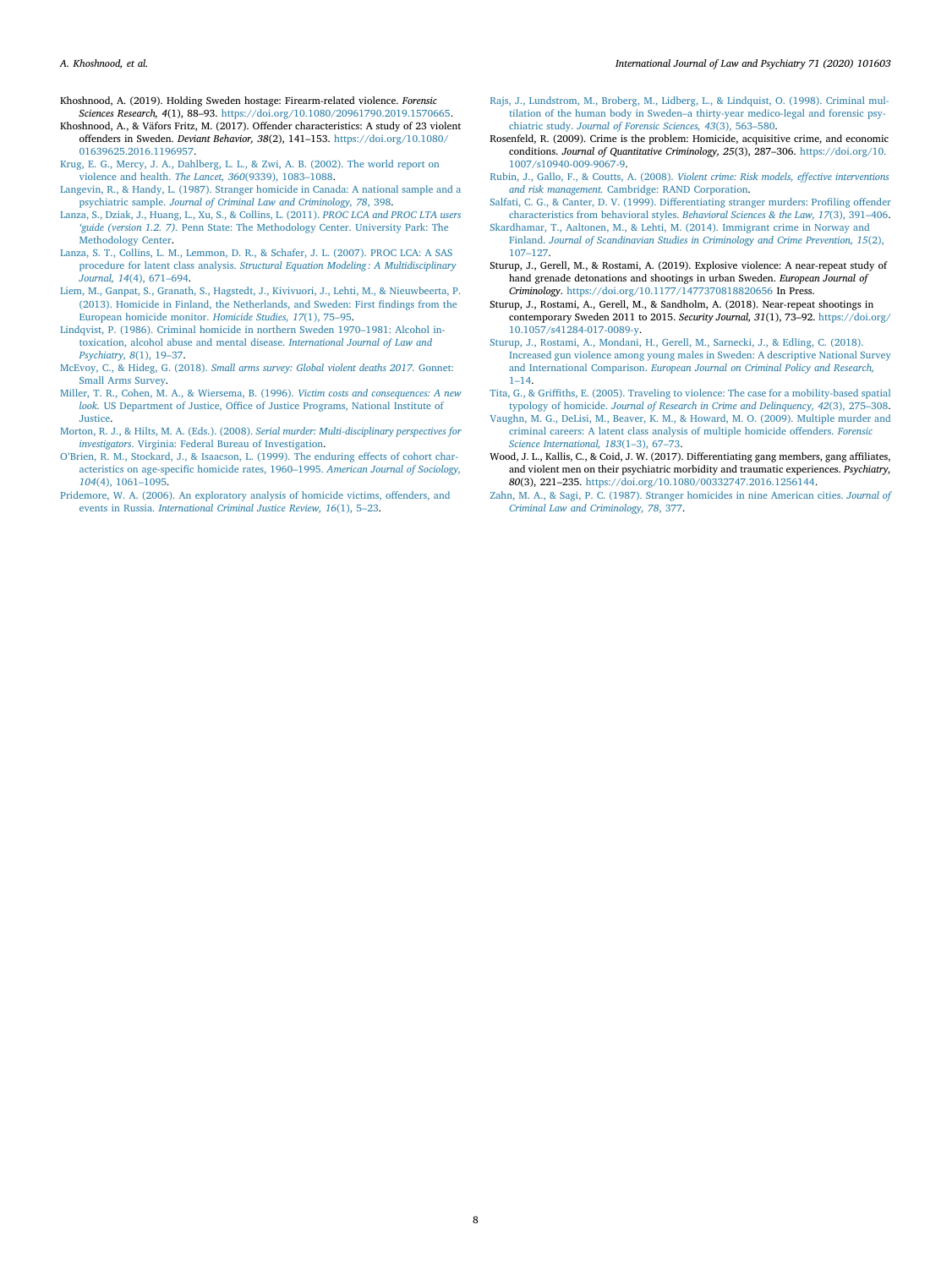Khoshnood, A. (2019). Holding Sweden hostage: Firearm-related violence. *Forensic Sciences Research, 4*(1), 88–93. https://doi.org/10.1080/20961790.2019.1570665.

Khoshnood, A., & Väfors Fritz, M. (2017). Offender characteristics: A study of 23 violent offenders in Sweden. *Deviant Behavior, 38*(2), 141–153. https://doi.org/10.1080/01639625.2016.1196957.

Krug, E. G., Mercy, J. A., Dahlberg, L. L., & Zwi, A. B. (2002). The world report on violence and health. *The Lancet, 360*(9339), 1083–1088.

Langevin, R., & Handy, L. (1987). Stranger homicide in Canada: A national sample and a psychiatric sample. *Journal of Criminal Law and Criminology, 78*, 398.

Lanza, S., Dziak, J., Huang, L., Xu, S., & Collins, L. (2011). *PROC LCA and PROC LTA users 'guide (version 1.2. 7)*. Penn State: The Methodology Center. University Park: The Methodology Center.

Lanza, S. T., Collins, L. M., Lemmon, D. R., & Schafer, J. L. (2007). PROC LCA: A SAS procedure for latent class analysis. *Structural Equation Modeling: A Multidisciplinary Journal, 14*(4), 671–694.

Liem, M., Ganpat, S., Granath, S., Hagstedt, J., Kivivuori, J., Lehti, M., & Nieuwbeerta, P. (2013). Homicide in Finland, the Netherlands, and Sweden: First findings from the European homicide monitor. *Homicide Studies, 17*(1), 75–95.

Lindqvist, P. (1986). Criminal homicide in northern Sweden 1970–1981: Alcohol intoxication, alcohol abuse and mental disease. *International Journal of Law and Psychiatry, 8*(1), 19–37.

McEvoy, C., & Hideg, G. (2018). *Small arms survey: Global violent deaths 2017*. Gonnet: Small Arms Survey.

Miller, T. R., Cohen, M. A., & Wiersema, B. (1996). *Victim costs and consequences: A new look*. US Department of Justice, Office of Justice Programs, National Institute of Justice.

Morton, R. J., & Hilts, M. A. (Eds.). (2008). *Serial murder: Multi-disciplinary perspectives for investigators*. Virginia: Federal Bureau of Investigation.

O'Brien, R. M., Stockard, J., & Isaacson, L. (1999). The enduring effects of cohort characteristics on age-specific homicide rates, 1960–1995. *American Journal of Sociology, 104*(4), 1061–1095.

Pridemore, W. A. (2006). An exploratory analysis of homicide victims, offenders, and events in Russia. *International Criminal Justice Review, 16*(1), 5–23.

Rajs, J., Lundstrom, M., Broberg, M., Lidberg, L., & Lindquist, O. (1998). Criminal mutilation of the human body in Sweden–a thirty-year medico-legal and forensic psychiatric study. *Journal of Forensic Sciences, 43*(3), 563–580.

Rosenfeld, R. (2009). Crime is the problem: Homicide, acquisitive crime, and economic conditions. *Journal of Quantitative Criminology, 25*(3), 287–306. https://doi.org/10.1007/s10940-009-9067-9.

Rubin, J., Gallo, F., & Coutts, A. (2008). *Violent crime: Risk models, effective interventions and risk management*. Cambridge: RAND Corporation.

Salfati, C. G., & Canter, D. V. (1999). Differentiating stranger murders: Profiling offender characteristics from behavioral styles. *Behavioral Sciences & the Law, 17*(3), 391–406.

Skardhamar, T., Aaltonen, M., & Lehti, M. (2014). Immigrant crime in Norway and Finland. *Journal of Scandinavian Studies in Criminology and Crime Prevention, 15*(2), 107–127.

Sturup, J., Gerell, M., & Rostami, A. (2019). Explosive violence: A near-repeat study of hand grenade detonations and shootings in urban Sweden. *European Journal of Criminology*. https://doi.org/10.1177/1477370818820656 In Press.

Sturup, J., Rostami, A., Gerell, M., & Sandholm, A. (2018). Near-repeat shootings in contemporary Sweden 2011 to 2015. *Security Journal, 31*(1), 73–92. https://doi.org/10.1057/s41284-017-0089-y.

Sturup, J., Rostami, A., Mondani, H., Gerell, M., Sarnecki, J., & Edling, C. (2018). Increased gun violence among young males in Sweden: A descriptive National Survey and International Comparison. *European Journal on Criminal Policy and Research*, 1–14.

Tita, G., & Griffiths, E. (2005). Traveling to violence: The case for a mobility-based spatial typology of homicide. *Journal of Research in Crime and Delinquency, 42*(3), 275–308.

Vaughn, M. G., DeLisi, M., Beaver, K. M., & Howard, M. O. (2009). Multiple murder and criminal careers: A latent class analysis of multiple homicide offenders. *Forensic Science International, 183*(1–3), 67–73.

Wood, J. L., Kallis, C., & Coid, J. W. (2017). Differentiating gang members, gang affiliates, and violent men on their psychiatric morbidity and traumatic experiences. *Psychiatry, 80*(3), 221–235. https://doi.org/10.1080/00332747.2016.1256144.

Zahn, M. A., & Sagi, P. C. (1987). Stranger homicides in nine American cities. *Journal of Criminal Law and Criminology, 78*, 377.